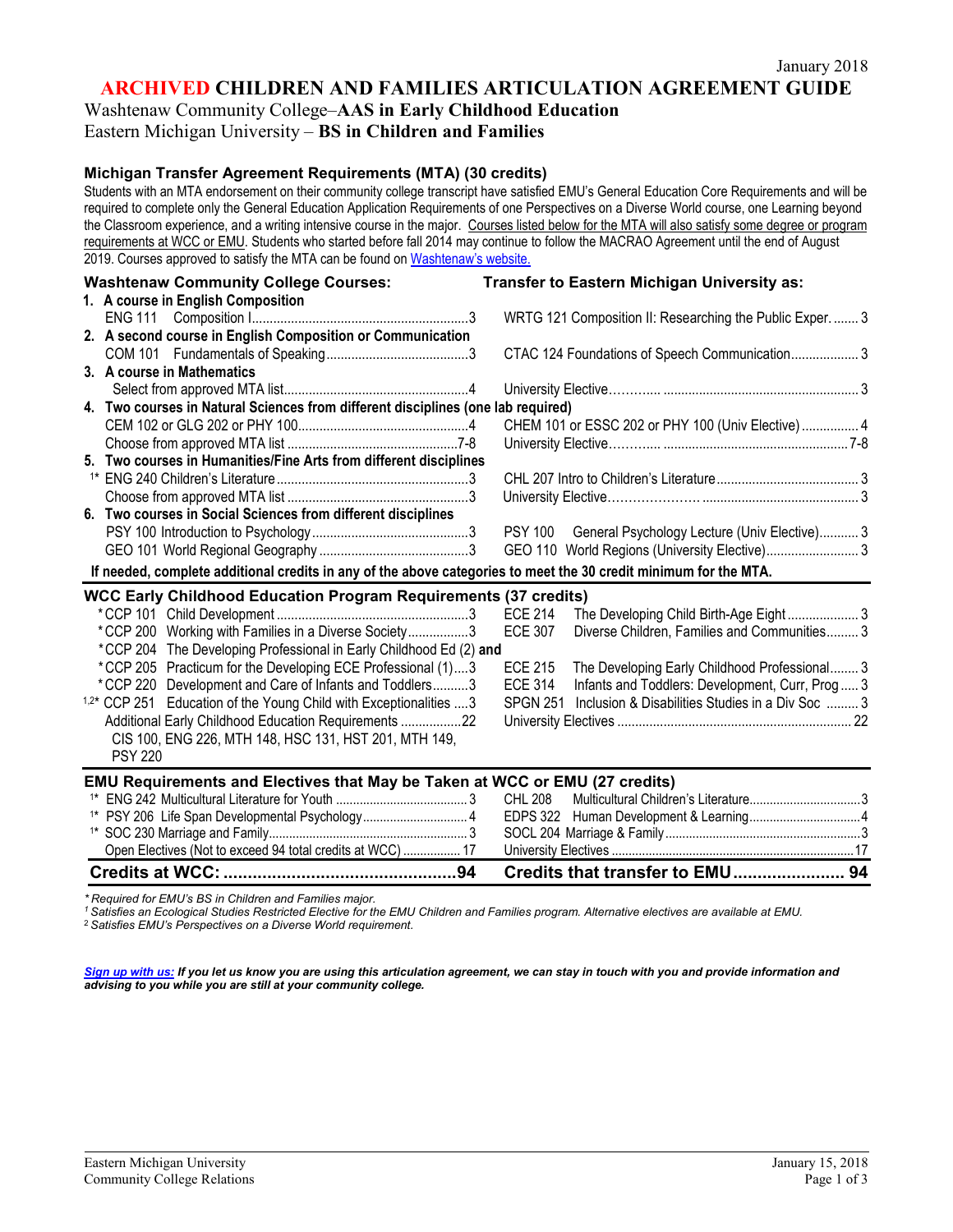January 2018

# ARCHIVED CHILDREN AND FAMILIES ARTICULATION AGREEMENT GUIDE

Washtenaw Community College–**AAS in Early Childhood Education**
Eastern Michigan University – **BS in Children and Families**

## Michigan Transfer Agreement Requirements (MTA) (30 credits)

Students with an MTA endorsement on their community college transcript have satisfied EMU's General Education Core Requirements and will be required to complete only the General Education Application Requirements of one Perspectives on a Diverse World course, one Learning beyond the Classroom experience, and a writing intensive course in the major. Courses listed below for the MTA will also satisfy some degree or program requirements at WCC or EMU. Students who started before fall 2014 may continue to follow the MACRAO Agreement until the end of August 2019. Courses approved to satisfy the MTA can be found on [Washtenaw's website.]

| Washtenaw Community College Courses: | Transfer to Eastern Michigan University as: |
|---|---|
| **1. A course in English Composition** | |
| ENG 111 Composition I ............ 3 | WRTG 121 Composition II: Researching the Public Exper. ........ 3 |
| **2. A second course in English Composition or Communication** | |
| COM 101 Fundamentals of Speaking ............ 3 | CTAC 124 Foundations of Speech Communication ............ 3 |
| **3. A course in Mathematics** | |
| Select from approved MTA list ............ 4 | University Elective ............ 3 |
| **4. Two courses in Natural Sciences from different disciplines (one lab required)** | |
| CEM 102 or GLG 202 or PHY 100 ............ 4 | CHEM 101 or ESSC 202 or PHY 100 (Univ Elective) ............ 4 |
| Choose from approved MTA list ............ 7-8 | University Elective ............ 7-8 |
| **5. Two courses in Humanities/Fine Arts from different disciplines** | |
| [1]* ENG 240 Children's Literature ............ 3 | CHL 207 Intro to Children's Literature ............ 3 |
| Choose from approved MTA list ............ 3 | University Elective ............ 3 |
| **6. Two courses in Social Sciences from different disciplines** | |
| PSY 100 Introduction to Psychology ............ 3 | PSY 100 General Psychology Lecture (Univ Elective) ............ 3 |
| GEO 101 World Regional Geography ............ 3 | GEO 110 World Regions (University Elective) ............ 3 |

**If needed, complete additional credits in any of the above categories to meet the 30 credit minimum for the MTA.**

## WCC Early Childhood Education Program Requirements (37 credits)

| WCC | EMU |
|---|---|
| *CCP 101 Child Development ............ 3 | ECE 214 The Developing Child Birth-Age Eight ............ 3 |
| *CCP 200 Working with Families in a Diverse Society ............ 3 | ECE 307 Diverse Children, Families and Communities ............ 3 |
| *CCP 204 The Developing Professional in Early Childhood Ed (2) **and** | |
| *CCP 205 Practicum for the Developing ECE Professional (1) ............ 3 | ECE 215 The Developing Early Childhood Professional ............ 3 |
| *CCP 220 Development and Care of Infants and Toddlers ............ 3 | ECE 314 Infants and Toddlers: Development, Curr, Prog ............ 3 |
| [1,2]* CCP 251 Education of the Young Child with Exceptionalities ............ 3 | SPGN 251 Inclusion & Disabilities Studies in a Div Soc ............ 3 |
| Additional Early Childhood Education Requirements ............ 22<br>CIS 100, ENG 226, MTH 148, HSC 131, HST 201, MTH 149, PSY 220 | University Electives ............ 22 |

## EMU Requirements and Electives that May be Taken at WCC or EMU (27 credits)

| WCC | EMU |
|---|---|
| [1]* ENG 242 Multicultural Literature for Youth ............ 3 | CHL 208 Multicultural Children's Literature ............ 3 |
| [1]* PSY 206 Life Span Developmental Psychology ............ 4 | EDPS 322 Human Development & Learning ............ 4 |
| [1]* SOC 230 Marriage and Family ............ 3 | SOCL 204 Marriage & Family ............ 3 |
| Open Electives (Not to exceed 94 total credits at WCC) ............ 17 | University Electives ............ 17 |
| **Credits at WCC: ............ 94** | **Credits that transfer to EMU ............ 94** |

*\* Required for EMU's BS in Children and Families major.*
*[1] Satisfies an Ecological Studies Restricted Elective for the EMU Children and Families program. Alternative electives are available at EMU.*
*[2] Satisfies EMU's Perspectives on a Diverse World requirement.*

***Sign up with us:** If you let us know you are using this articulation agreement, we can stay in touch with you and provide information and advising to you while you are still at your community college.*

Eastern Michigan University
Community College Relations
January 15, 2018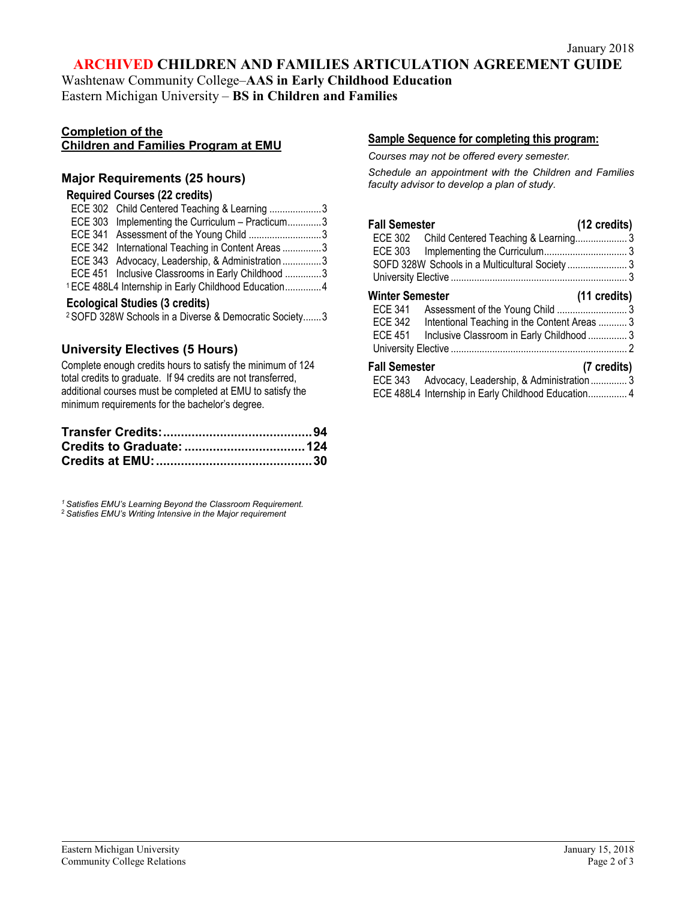January 2018

# ARCHIVED CHILDREN AND FAMILIES ARTICULATION AGREEMENT GUIDE

Washtenaw Community College–**AAS in Early Childhood Education**
Eastern Michigan University – **BS in Children and Families**

## Completion of the Children and Families Program at EMU

### Major Requirements (25 hours)

**Required Courses (22 credits)**

| Course | Title | Credits |
|---|---|---|
| ECE 302 | Child Centered Teaching & Learning | 3 |
| ECE 303 | Implementing the Curriculum – Practicum | 3 |
| ECE 341 | Assessment of the Young Child | 3 |
| ECE 342 | International Teaching in Content Areas | 3 |
| ECE 343 | Advocacy, Leadership, & Administration | 3 |
| ECE 451 | Inclusive Classrooms in Early Childhood | 3 |
| [1] ECE 488L4 | Internship in Early Childhood Education | 4 |

**Ecological Studies (3 credits)**

| Course | Title | Credits |
|---|---|---|
| [2] SOFD 328W | Schools in a Diverse & Democratic Society | 3 |

### University Electives (5 Hours)

Complete enough credits hours to satisfy the minimum of 124 total credits to graduate. If 94 credits are not transferred, additional courses must be completed at EMU to satisfy the minimum requirements for the bachelor's degree.

| | |
|---|---|
| **Transfer Credits:** | **94** |
| **Credits to Graduate:** | **124** |
| **Credits at EMU:** | **30** |

*[1] Satisfies EMU's Learning Beyond the Classroom Requirement.*
*[2] Satisfies EMU's Writing Intensive in the Major requirement*

## Sample Sequence for completing this program:

*Courses may not be offered every semester.*

*Schedule an appointment with the Children and Families faculty advisor to develop a plan of study.*

**Fall Semester (12 credits)**

| Course | Title | Credits |
|---|---|---|
| ECE 302 | Child Centered Teaching & Learning | 3 |
| ECE 303 | Implementing the Curriculum | 3 |
| SOFD 328W | Schools in a Multicultural Society | 3 |
| University Elective | | 3 |

**Winter Semester (11 credits)**

| Course | Title | Credits |
|---|---|---|
| ECE 341 | Assessment of the Young Child | 3 |
| ECE 342 | Intentional Teaching in the Content Areas | 3 |
| ECE 451 | Inclusive Classroom in Early Childhood | 3 |
| University Elective | | 2 |

**Fall Semester (7 credits)**

| Course | Title | Credits |
|---|---|---|
| ECE 343 | Advocacy, Leadership, & Administration | 3 |
| ECE 488L4 | Internship in Early Childhood Education | 4 |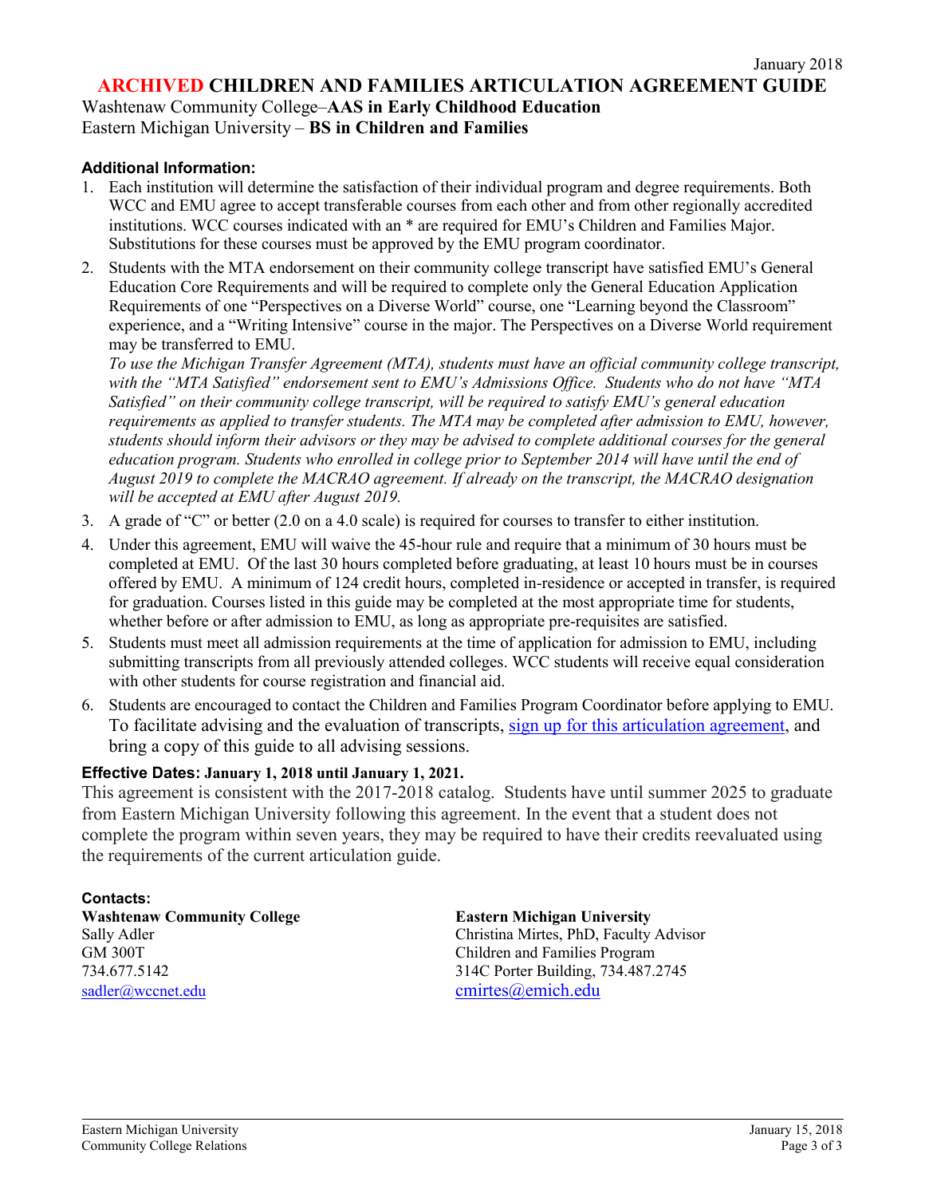January 2018

# ARCHIVED CHILDREN AND FAMILIES ARTICULATION AGREEMENT GUIDE

Washtenaw Community College–**AAS in Early Childhood Education**
Eastern Michigan University – **BS in Children and Families**

### Additional Information:

1. Each institution will determine the satisfaction of their individual program and degree requirements. Both WCC and EMU agree to accept transferable courses from each other and from other regionally accredited institutions. WCC courses indicated with an * are required for EMU's Children and Families Major. Substitutions for these courses must be approved by the EMU program coordinator.
2. Students with the MTA endorsement on their community college transcript have satisfied EMU's General Education Core Requirements and will be required to complete only the General Education Application Requirements of one "Perspectives on a Diverse World" course, one "Learning beyond the Classroom" experience, and a "Writing Intensive" course in the major. The Perspectives on a Diverse World requirement may be transferred to EMU.
   *To use the Michigan Transfer Agreement (MTA), students must have an official community college transcript, with the "MTA Satisfied" endorsement sent to EMU's Admissions Office. Students who do not have "MTA Satisfied" on their community college transcript, will be required to satisfy EMU's general education requirements as applied to transfer students. The MTA may be completed after admission to EMU, however, students should inform their advisors or they may be advised to complete additional courses for the general education program. Students who enrolled in college prior to September 2014 will have until the end of August 2019 to complete the MACRAO agreement. If already on the transcript, the MACRAO designation will be accepted at EMU after August 2019.*
3. A grade of "C" or better (2.0 on a 4.0 scale) is required for courses to transfer to either institution.
4. Under this agreement, EMU will waive the 45-hour rule and require that a minimum of 30 hours must be completed at EMU. Of the last 30 hours completed before graduating, at least 10 hours must be in courses offered by EMU. A minimum of 124 credit hours, completed in-residence or accepted in transfer, is required for graduation. Courses listed in this guide may be completed at the most appropriate time for students, whether before or after admission to EMU, as long as appropriate pre-requisites are satisfied.
5. Students must meet all admission requirements at the time of application for admission to EMU, including submitting transcripts from all previously attended colleges. WCC students will receive equal consideration with other students for course registration and financial aid.
6. Students are encouraged to contact the Children and Families Program Coordinator before applying to EMU. To facilitate advising and the evaluation of transcripts, sign up for this articulation agreement, and bring a copy of this guide to all advising sessions.

### Effective Dates: January 1, 2018 until January 1, 2021.

This agreement is consistent with the 2017-2018 catalog. Students have until summer 2025 to graduate from Eastern Michigan University following this agreement. In the event that a student does not complete the program within seven years, they may be required to have their credits reevaluated using the requirements of the current articulation guide.

### Contacts:

**Washtenaw Community College**
Sally Adler
GM 300T
734.677.5142
sadler@wccnet.edu

**Eastern Michigan University**
Christina Mirtes, PhD, Faculty Advisor
Children and Families Program
314C Porter Building, 734.487.2745
cmirtes@emich.edu